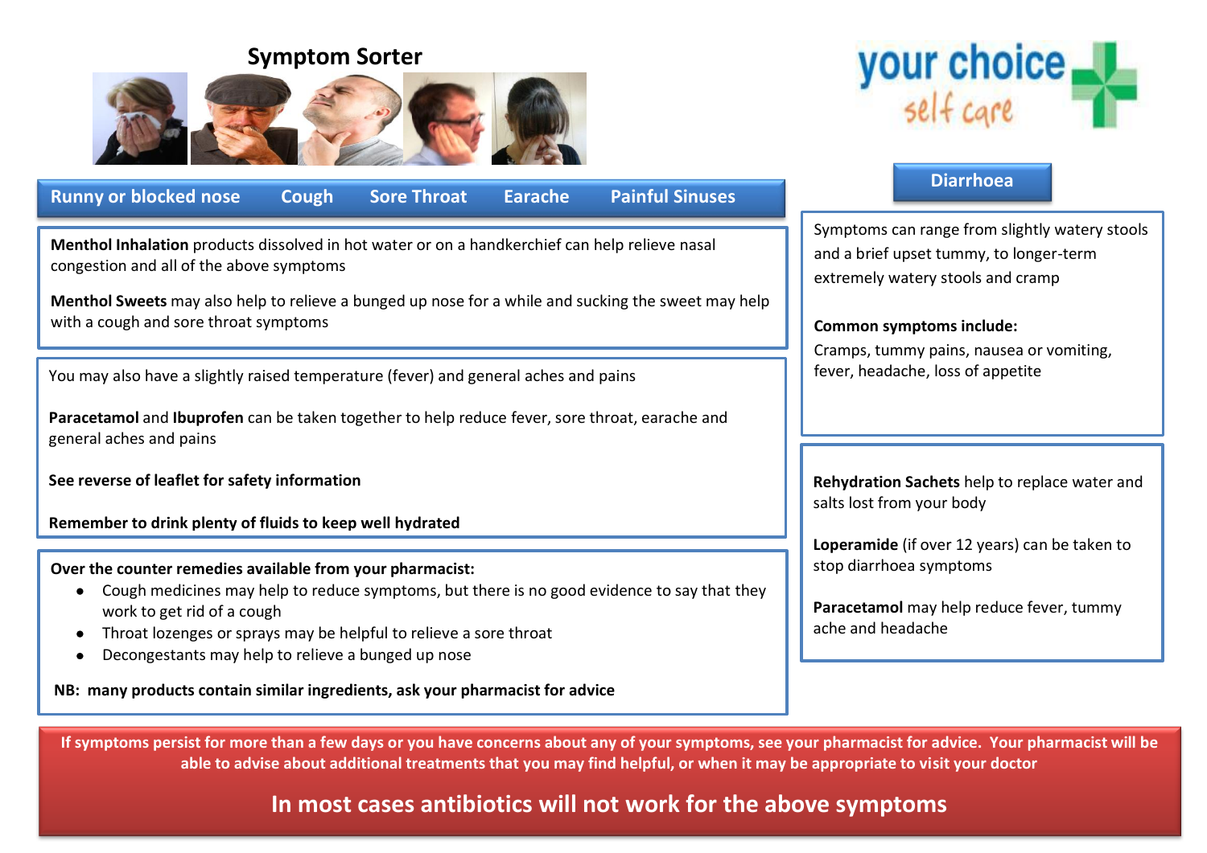# Symptom Sorter

your choice self care

**Runny or blocked nose | Cough | Sore Throat | Earache | Painful Sinuses**

**Menthol Inhalation** products dissolved in hot water or on a handkerchief can help relieve nasal congestion and all of the above symptoms

**Menthol Sweets** may also help to relieve a bunged up nose for a while and sucking the sweet may help with a cough and sore throat symptoms

You may also have a slightly raised temperature (fever) and general aches and pains

**Paracetamol** and **Ibuprofen** can be taken together to help reduce fever, sore throat, earache and general aches and pains

**See reverse of leaflet for safety information**

**Remember to drink plenty of fluids to keep well hydrated**

**Over the counter remedies available from your pharmacist:**

- Cough medicines may help to reduce symptoms, but there is no good evidence to say that they work to get rid of a cough
- Throat lozenges or sprays may be helpful to relieve a sore throat
- Decongestants may help to relieve a bunged up nose

**NB: many products contain similar ingredients, ask your pharmacist for advice**

## Diarrhoea

Symptoms can range from slightly watery stools and a brief upset tummy, to longer-term extremely watery stools and cramp

**Common symptoms include:**

Cramps, tummy pains, nausea or vomiting, fever, headache, loss of appetite

**Rehydration Sachets** help to replace water and salts lost from your body

**Loperamide** (if over 12 years) can be taken to stop diarrhoea symptoms

**Paracetamol** may help reduce fever, tummy ache and headache

**If symptoms persist for more than a few days or you have concerns about any of your symptoms, see your pharmacist for advice. Your pharmacist will be able to advise about additional treatments that you may find helpful, or when it may be appropriate to visit your doctor**

**In most cases antibiotics will not work for the above symptoms**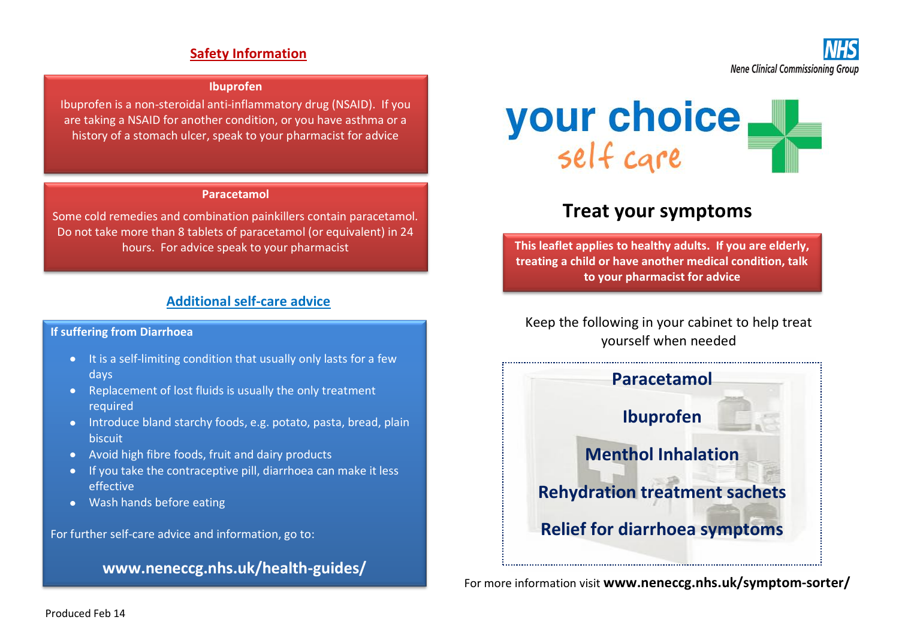## Safety Information

**Ibuprofen**

Ibuprofen is a non-steroidal anti-inflammatory drug (NSAID). If you are taking a NSAID for another condition, or you have asthma or a history of a stomach ulcer, speak to your pharmacist for advice

**Paracetamol**

Some cold remedies and combination painkillers contain paracetamol. Do not take more than 8 tablets of paracetamol (or equivalent) in 24 hours. For advice speak to your pharmacist

## Additional self-care advice

**If suffering from Diarrhoea**

- It is a self-limiting condition that usually only lasts for a few days
- Replacement of lost fluids is usually the only treatment required
- Introduce bland starchy foods, e.g. potato, pasta, bread, plain biscuit
- Avoid high fibre foods, fruit and dairy products
- If you take the contraceptive pill, diarrhoea can make it less effective
- Wash hands before eating

For further self-care advice and information, go to:

**www.neneccg.nhs.uk/health-guides/**

Produced Feb 14

NHS
Nene Clinical Commissioning Group

# your choice
*self care*

## Treat your symptoms

**This leaflet applies to healthy adults. If you are elderly, treating a child or have another medical condition, talk to your pharmacist for advice**

Keep the following in your cabinet to help treat yourself when needed

**Paracetamol**

**Ibuprofen**

**Menthol Inhalation**

**Rehydration treatment sachets**

**Relief for diarrhoea symptoms**

For more information visit **www.neneccg.nhs.uk/symptom-sorter/**